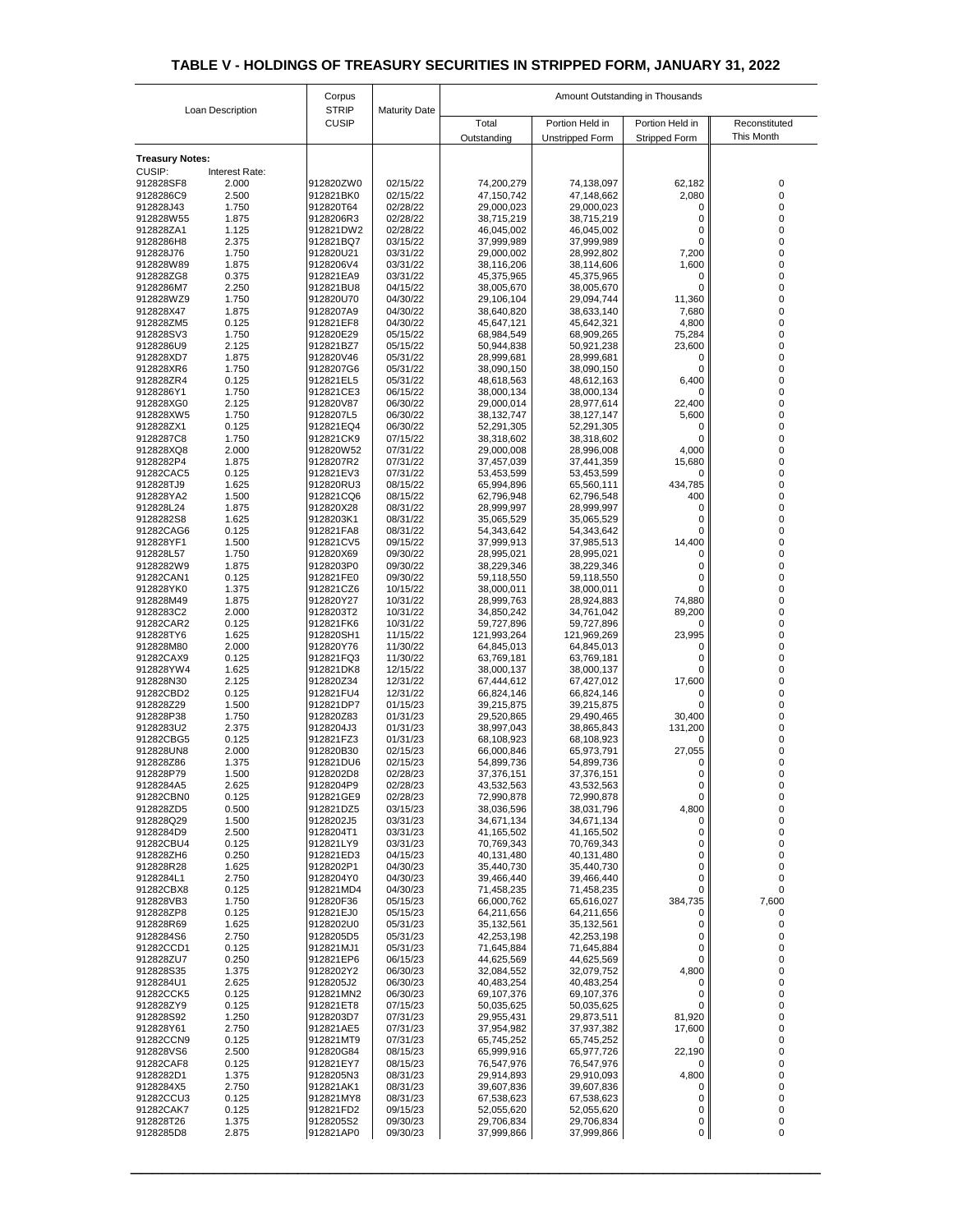## TABLE V - HOLDINGS OF TREASURY SECURITIES IN STRIPPED FORM, JANUARY 31, 2022

| Loan Description | | Corpus STRIP CUSIP | Maturity Date | Amount Outstanding in Thousands | | | |
|---|---|---|---|---|---|---|---|
| | | | | Total Outstanding | Portion Held in Unstripped Form | Portion Held in Stripped Form | Reconstituted This Month |
| **Treasury Notes:** | | | | | | | |
| CUSIP: | Interest Rate: | | | | | | |
| 912828SF8 | 2.000 | 912820ZW0 | 02/15/22 | 74,200,279 | 74,138,097 | 62,182 | 0 |
| 9128286C9 | 2.500 | 912821BK0 | 02/15/22 | 47,150,742 | 47,148,662 | 2,080 | 0 |
| 912828J43 | 1.750 | 912820T64 | 02/28/22 | 29,000,023 | 29,000,023 | 0 | 0 |
| 912828W55 | 1.875 | 9128206R3 | 02/28/22 | 38,715,219 | 38,715,219 | 0 | 0 |
| 912828ZA1 | 1.125 | 912821DW2 | 02/28/22 | 46,045,002 | 46,045,002 | 0 | 0 |
| 9128286H8 | 2.375 | 912821BQ7 | 03/15/22 | 37,999,989 | 37,999,989 | 0 | 0 |
| 912828J76 | 1.750 | 912820U21 | 03/31/22 | 29,000,002 | 28,992,802 | 7,200 | 0 |
| 912828W89 | 1.875 | 9128206V4 | 03/31/22 | 38,116,206 | 38,114,606 | 1,600 | 0 |
| 912828ZG8 | 0.375 | 912821EA9 | 03/31/22 | 45,375,965 | 45,375,965 | 0 | 0 |
| 9128286M7 | 2.250 | 912821BU8 | 04/15/22 | 38,005,670 | 38,005,670 | 0 | 0 |
| 912828WZ9 | 1.750 | 912820U70 | 04/30/22 | 29,106,104 | 29,094,744 | 11,360 | 0 |
| 912828X47 | 1.875 | 9128207A9 | 04/30/22 | 38,640,820 | 38,633,140 | 7,680 | 0 |
| 912828ZM5 | 0.125 | 912821EF8 | 04/30/22 | 45,647,121 | 45,642,321 | 4,800 | 0 |
| 912828SV3 | 1.750 | 912820E29 | 05/15/22 | 68,984,549 | 68,909,265 | 75,284 | 0 |
| 9128286U9 | 2.125 | 912821BZ7 | 05/15/22 | 50,944,838 | 50,921,238 | 23,600 | 0 |
| 912828XD7 | 1.875 | 912820V46 | 05/31/22 | 28,999,681 | 28,999,681 | 0 | 0 |
| 912828XR6 | 1.750 | 9128207G6 | 05/31/22 | 38,090,150 | 38,090,150 | 0 | 0 |
| 912828ZR4 | 0.125 | 912821EL5 | 05/31/22 | 48,618,563 | 48,612,163 | 6,400 | 0 |
| 9128286Y1 | 1.750 | 912821CE3 | 06/15/22 | 38,000,134 | 38,000,134 | 0 | 0 |
| 912828XG0 | 2.125 | 912820V87 | 06/30/22 | 29,000,014 | 28,977,614 | 22,400 | 0 |
| 912828XW5 | 1.750 | 9128207L5 | 06/30/22 | 38,132,747 | 38,127,147 | 5,600 | 0 |
| 912828ZX1 | 0.125 | 912821EQ4 | 06/30/22 | 52,291,305 | 52,291,305 | 0 | 0 |
| 9128287C8 | 1.750 | 912821CK9 | 07/15/22 | 38,318,602 | 38,318,602 | 0 | 0 |
| 912828XQ8 | 2.000 | 912820W52 | 07/31/22 | 29,000,008 | 28,996,008 | 4,000 | 0 |
| 9128282P4 | 1.875 | 9128207R2 | 07/31/22 | 37,457,039 | 37,441,359 | 15,680 | 0 |
| 91282CAC5 | 0.125 | 912821EV3 | 07/31/22 | 53,453,599 | 53,453,599 | 0 | 0 |
| 912828TJ9 | 1.625 | 912820RU3 | 08/15/22 | 65,994,896 | 65,560,111 | 434,785 | 0 |
| 912828YA2 | 1.500 | 912821CQ6 | 08/15/22 | 62,796,948 | 62,796,548 | 400 | 0 |
| 912828L24 | 1.875 | 912820X28 | 08/31/22 | 28,999,997 | 28,999,997 | 0 | 0 |
| 9128282S8 | 1.625 | 9128203K1 | 08/31/22 | 35,065,529 | 35,065,529 | 0 | 0 |
| 91282CAG6 | 0.125 | 912821FA8 | 08/31/22 | 54,343,642 | 54,343,642 | 0 | 0 |
| 912828YF1 | 1.500 | 912821CV5 | 09/15/22 | 37,999,913 | 37,985,513 | 14,400 | 0 |
| 912828L57 | 1.750 | 912820X69 | 09/30/22 | 28,995,021 | 28,995,021 | 0 | 0 |
| 9128282W9 | 1.875 | 9128203P0 | 09/30/22 | 38,229,346 | 38,229,346 | 0 | 0 |
| 91282CAN1 | 0.125 | 912821FE0 | 09/30/22 | 59,118,550 | 59,118,550 | 0 | 0 |
| 912828YK0 | 1.375 | 912821CZ6 | 10/15/22 | 38,000,011 | 38,000,011 | 0 | 0 |
| 912828M49 | 1.875 | 912820Y27 | 10/31/22 | 28,999,763 | 28,924,883 | 74,880 | 0 |
| 9128283C2 | 2.000 | 9128203T2 | 10/31/22 | 34,850,242 | 34,761,042 | 89,200 | 0 |
| 91282CAR2 | 0.125 | 912821FK6 | 10/31/22 | 59,727,896 | 59,727,896 | 0 | 0 |
| 912828TY6 | 1.625 | 912820SH1 | 11/15/22 | 121,993,264 | 121,969,269 | 23,995 | 0 |
| 912828M80 | 2.000 | 912820Y76 | 11/30/22 | 64,845,013 | 64,845,013 | 0 | 0 |
| 91282CAX9 | 0.125 | 912821FQ3 | 11/30/22 | 63,769,181 | 63,769,181 | 0 | 0 |
| 912828YW4 | 1.625 | 912821DK8 | 12/15/22 | 38,000,137 | 38,000,137 | 0 | 0 |
| 912828N30 | 2.125 | 912820Z34 | 12/31/22 | 67,444,612 | 67,427,012 | 17,600 | 0 |
| 91282CBD2 | 0.125 | 912821FU4 | 12/31/22 | 66,824,146 | 66,824,146 | 0 | 0 |
| 912828Z29 | 1.500 | 912821DP7 | 01/15/23 | 39,215,875 | 39,215,875 | 0 | 0 |
| 912828P38 | 1.750 | 912820Z83 | 01/31/23 | 29,520,865 | 29,490,465 | 30,400 | 0 |
| 9128283U2 | 2.375 | 9128204J3 | 01/31/23 | 38,997,043 | 38,865,843 | 131,200 | 0 |
| 91282CBG5 | 0.125 | 912821FZ3 | 01/31/23 | 68,108,923 | 68,108,923 | 0 | 0 |
| 912828UN8 | 2.000 | 912820B30 | 02/15/23 | 66,000,846 | 65,973,791 | 27,055 | 0 |
| 912828Z86 | 1.375 | 912821DU6 | 02/15/23 | 54,899,736 | 54,899,736 | 0 | 0 |
| 912828P79 | 1.500 | 9128202D8 | 02/28/23 | 37,376,151 | 37,376,151 | 0 | 0 |
| 9128284A5 | 2.625 | 9128204P9 | 02/28/23 | 43,532,563 | 43,532,563 | 0 | 0 |
| 91282CBN0 | 0.125 | 912821GE9 | 02/28/23 | 72,990,878 | 72,990,878 | 0 | 0 |
| 912828ZD5 | 0.500 | 912821DZ5 | 03/15/23 | 38,036,596 | 38,031,796 | 4,800 | 0 |
| 912828Q29 | 1.500 | 9128202J5 | 03/31/23 | 34,671,134 | 34,671,134 | 0 | 0 |
| 9128284D9 | 2.500 | 9128204T1 | 03/31/23 | 41,165,502 | 41,165,502 | 0 | 0 |
| 91282CBU4 | 0.125 | 912821LY9 | 03/31/23 | 70,769,343 | 70,769,343 | 0 | 0 |
| 912828ZH6 | 0.250 | 912821ED3 | 04/15/23 | 40,131,480 | 40,131,480 | 0 | 0 |
| 912828R28 | 1.625 | 9128202P1 | 04/30/23 | 35,440,730 | 35,440,730 | 0 | 0 |
| 9128284L1 | 2.750 | 9128204Y0 | 04/30/23 | 39,466,440 | 39,466,440 | 0 | 0 |
| 91282CBX8 | 0.125 | 912821MD4 | 04/30/23 | 71,458,235 | 71,458,235 | 0 | 0 |
| 912828VB3 | 1.750 | 912820F36 | 05/15/23 | 66,000,762 | 65,616,027 | 384,735 | 7,600 |
| 912828ZP8 | 0.125 | 912821EJ0 | 05/15/23 | 64,211,656 | 64,211,656 | 0 | 0 |
| 912828R69 | 1.625 | 9128202U0 | 05/31/23 | 35,132,561 | 35,132,561 | 0 | 0 |
| 9128284S6 | 2.750 | 9128205D5 | 05/31/23 | 42,253,198 | 42,253,198 | 0 | 0 |
| 91282CCD1 | 0.125 | 912821MJ1 | 05/31/23 | 71,645,884 | 71,645,884 | 0 | 0 |
| 912828ZU7 | 0.250 | 912821EP6 | 06/15/23 | 44,625,569 | 44,625,569 | 0 | 0 |
| 912828S35 | 1.375 | 9128202Y2 | 06/30/23 | 32,084,552 | 32,079,752 | 4,800 | 0 |
| 9128284U1 | 2.625 | 9128205J2 | 06/30/23 | 40,483,254 | 40,483,254 | 0 | 0 |
| 91282CCK5 | 0.125 | 912821MN2 | 06/30/23 | 69,107,376 | 69,107,376 | 0 | 0 |
| 912828ZY9 | 0.125 | 912821ET8 | 07/15/23 | 50,035,625 | 50,035,625 | 0 | 0 |
| 912828S92 | 1.250 | 9128203D7 | 07/31/23 | 29,955,431 | 29,873,511 | 81,920 | 0 |
| 912828Y61 | 2.750 | 912821AE5 | 07/31/23 | 37,954,982 | 37,937,382 | 17,600 | 0 |
| 91282CCN9 | 0.125 | 912821MT9 | 07/31/23 | 65,745,252 | 65,745,252 | 0 | 0 |
| 912828VS6 | 2.500 | 912820G84 | 08/15/23 | 65,999,916 | 65,977,726 | 22,190 | 0 |
| 91282CAF8 | 0.125 | 912821EY7 | 08/15/23 | 76,547,976 | 76,547,976 | 0 | 0 |
| 9128282D1 | 1.375 | 9128205N3 | 08/31/23 | 29,914,893 | 29,910,093 | 4,800 | 0 |
| 9128284X5 | 2.750 | 912821AK1 | 08/31/23 | 39,607,836 | 39,607,836 | 0 | 0 |
| 91282CCU3 | 0.125 | 912821MY8 | 08/31/23 | 67,538,623 | 67,538,623 | 0 | 0 |
| 91282CAK7 | 0.125 | 912821FD2 | 09/15/23 | 52,055,620 | 52,055,620 | 0 | 0 |
| 912828T26 | 1.375 | 9128205S2 | 09/30/23 | 29,706,834 | 29,706,834 | 0 | 0 |
| 9128285D8 | 2.875 | 912821AP0 | 09/30/23 | 37,999,866 | 37,999,866 | 0 | 0 |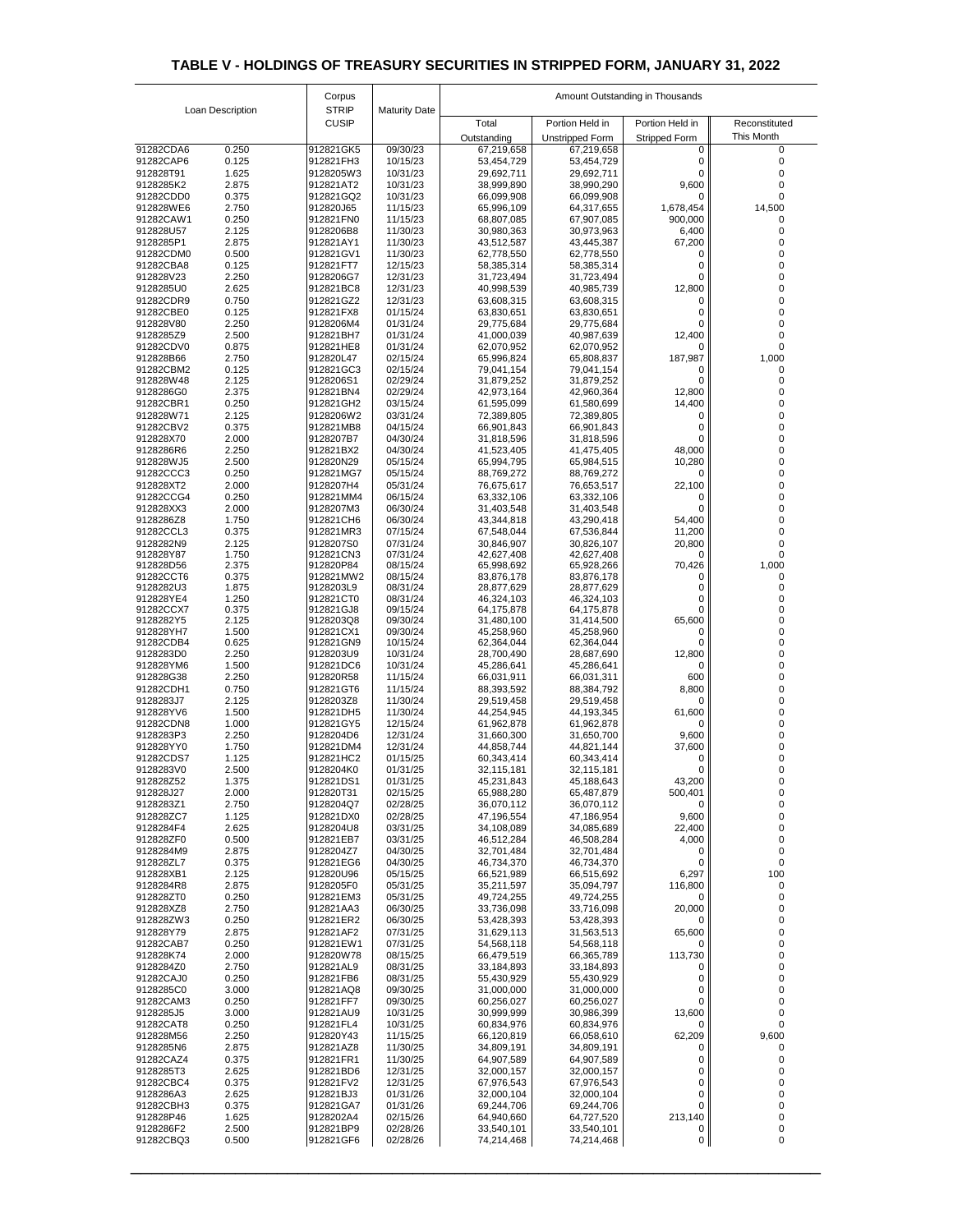## TABLE V - HOLDINGS OF TREASURY SECURITIES IN STRIPPED FORM, JANUARY 31, 2022

| Loan Description | | Corpus STRIP CUSIP | Maturity Date | Amount Outstanding in Thousands | | | |
|---|---|---|---|---|---|---|---|
| | | | | Total Outstanding | Portion Held in Unstripped Form | Portion Held in Stripped Form | Reconstituted This Month |
| 91282CDA6 | 0.250 | 912821GK5 | 09/30/23 | 67,219,658 | 67,219,658 | 0 | 0 |
| 91282CAP6 | 0.125 | 912821FH3 | 10/15/23 | 53,454,729 | 53,454,729 | 0 | 0 |
| 912828T91 | 1.625 | 9128205W3 | 10/31/23 | 29,692,711 | 29,692,711 | 0 | 0 |
| 9128285K2 | 2.875 | 912821AT2 | 10/31/23 | 38,999,890 | 38,990,290 | 9,600 | 0 |
| 91282CDD0 | 0.375 | 912821GQ2 | 10/31/23 | 66,099,908 | 66,099,908 | 0 | 0 |
| 912828WE6 | 2.750 | 912820J65 | 11/15/23 | 65,996,109 | 64,317,655 | 1,678,454 | 14,500 |
| 91282CAW1 | 0.250 | 912821FN0 | 11/15/23 | 68,807,085 | 67,907,085 | 900,000 | 0 |
| 912828U57 | 2.125 | 9128206B8 | 11/30/23 | 30,980,363 | 30,973,963 | 6,400 | 0 |
| 9128285P1 | 2.875 | 912821AY1 | 11/30/23 | 43,512,587 | 43,445,387 | 67,200 | 0 |
| 91282CDM0 | 0.500 | 912821GV1 | 11/30/23 | 62,778,550 | 62,778,550 | 0 | 0 |
| 91282CBA8 | 0.125 | 912821FT7 | 12/15/23 | 58,385,314 | 58,385,314 | 0 | 0 |
| 912828V23 | 2.250 | 9128206G7 | 12/31/23 | 31,723,494 | 31,723,494 | 0 | 0 |
| 9128285U0 | 2.625 | 912821BC8 | 12/31/23 | 40,998,539 | 40,985,739 | 12,800 | 0 |
| 91282CDR9 | 0.750 | 912821GZ2 | 12/31/23 | 63,608,315 | 63,608,315 | 0 | 0 |
| 91282CBE0 | 0.125 | 912821FX8 | 01/15/24 | 63,830,651 | 63,830,651 | 0 | 0 |
| 912828V80 | 2.250 | 9128206M4 | 01/31/24 | 29,775,684 | 29,775,684 | 0 | 0 |
| 9128285Z9 | 2.500 | 912821BH7 | 01/31/24 | 41,000,039 | 40,987,639 | 12,400 | 0 |
| 91282CDV0 | 0.875 | 912821HE8 | 01/31/24 | 62,070,952 | 62,070,952 | 0 | 0 |
| 912828B66 | 2.750 | 912820L47 | 02/15/24 | 65,996,824 | 65,808,837 | 187,987 | 1,000 |
| 91282CBM2 | 0.125 | 912821GC3 | 02/15/24 | 79,041,154 | 79,041,154 | 0 | 0 |
| 912828W48 | 2.125 | 9128206S1 | 02/29/24 | 31,879,252 | 31,879,252 | 0 | 0 |
| 9128286G0 | 2.375 | 912821BN4 | 02/29/24 | 42,973,164 | 42,960,364 | 12,800 | 0 |
| 91282CBR1 | 0.250 | 912821GH2 | 03/15/24 | 61,595,099 | 61,580,699 | 14,400 | 0 |
| 912828W71 | 2.125 | 9128206W2 | 03/31/24 | 72,389,805 | 72,389,805 | 0 | 0 |
| 91282CBV2 | 0.375 | 912821MB8 | 04/15/24 | 66,901,843 | 66,901,843 | 0 | 0 |
| 912828X70 | 2.000 | 9128207B7 | 04/30/24 | 31,818,596 | 31,818,596 | 0 | 0 |
| 9128286R6 | 2.250 | 912821BX2 | 04/30/24 | 41,523,405 | 41,475,405 | 48,000 | 0 |
| 912828WJ5 | 2.500 | 912820N29 | 05/15/24 | 65,994,795 | 65,984,515 | 10,280 | 0 |
| 91282CCC3 | 0.250 | 912821MG7 | 05/15/24 | 88,769,272 | 88,769,272 | 0 | 0 |
| 912828XT2 | 2.000 | 9128207H4 | 05/31/24 | 76,675,617 | 76,653,517 | 22,100 | 0 |
| 91282CCG4 | 0.250 | 912821MM4 | 06/15/24 | 63,332,106 | 63,332,106 | 0 | 0 |
| 912828XX3 | 2.000 | 9128207M3 | 06/30/24 | 31,403,548 | 31,403,548 | 0 | 0 |
| 9128286Z8 | 1.750 | 912821CH6 | 06/30/24 | 43,344,818 | 43,290,418 | 54,400 | 0 |
| 91282CCL3 | 0.375 | 912821MR3 | 07/15/24 | 67,548,044 | 67,536,844 | 11,200 | 0 |
| 9128282N9 | 2.125 | 9128207S0 | 07/31/24 | 30,846,907 | 30,826,107 | 20,800 | 0 |
| 912828Y87 | 1.750 | 912821CN3 | 07/31/24 | 42,627,408 | 42,627,408 | 0 | 0 |
| 912828D56 | 2.375 | 912820P84 | 08/15/24 | 65,998,692 | 65,928,266 | 70,426 | 1,000 |
| 91282CCT6 | 0.375 | 912821MW2 | 08/15/24 | 83,876,178 | 83,876,178 | 0 | 0 |
| 9128282U3 | 1.875 | 9128203L9 | 08/31/24 | 28,877,629 | 28,877,629 | 0 | 0 |
| 912828YE4 | 1.250 | 912821CT0 | 08/31/24 | 46,324,103 | 46,324,103 | 0 | 0 |
| 91282CCX7 | 0.375 | 912821GJ8 | 09/15/24 | 64,175,878 | 64,175,878 | 0 | 0 |
| 9128282Y5 | 2.125 | 9128203Q8 | 09/30/24 | 31,480,100 | 31,414,500 | 65,600 | 0 |
| 912828YH7 | 1.500 | 912821CX1 | 09/30/24 | 45,258,960 | 45,258,960 | 0 | 0 |
| 91282CDB4 | 0.625 | 912821GN9 | 10/15/24 | 62,364,044 | 62,364,044 | 0 | 0 |
| 9128283D0 | 2.250 | 9128203U9 | 10/31/24 | 28,700,490 | 28,687,690 | 12,800 | 0 |
| 912828YM6 | 1.500 | 912821DC6 | 10/31/24 | 45,286,641 | 45,286,641 | 0 | 0 |
| 912828G38 | 2.250 | 912820R58 | 11/15/24 | 66,031,911 | 66,031,311 | 600 | 0 |
| 91282CDH1 | 0.750 | 912821GT6 | 11/15/24 | 88,393,592 | 88,384,792 | 8,800 | 0 |
| 9128283J7 | 2.125 | 9128203Z8 | 11/30/24 | 29,519,458 | 29,519,458 | 0 | 0 |
| 912828YV6 | 1.500 | 912821DH5 | 11/30/24 | 44,254,945 | 44,193,345 | 61,600 | 0 |
| 91282CDN8 | 1.000 | 912821GY5 | 12/15/24 | 61,962,878 | 61,962,878 | 0 | 0 |
| 9128283P3 | 2.250 | 9128204D6 | 12/31/24 | 31,660,300 | 31,650,700 | 9,600 | 0 |
| 912828YY0 | 1.750 | 912821DM4 | 12/31/24 | 44,858,744 | 44,821,144 | 37,600 | 0 |
| 91282CDS7 | 1.125 | 912821HC2 | 01/15/25 | 60,343,414 | 60,343,414 | 0 | 0 |
| 9128283V0 | 2.500 | 9128204K0 | 01/31/25 | 32,115,181 | 32,115,181 | 0 | 0 |
| 912828Z52 | 1.375 | 912821DS1 | 01/31/25 | 45,231,843 | 45,188,643 | 43,200 | 0 |
| 912828J27 | 2.000 | 912820T31 | 02/15/25 | 65,988,280 | 65,487,879 | 500,401 | 0 |
| 9128283Z1 | 2.750 | 9128204Q7 | 02/28/25 | 36,070,112 | 36,070,112 | 0 | 0 |
| 912828ZC7 | 1.125 | 912821DX0 | 02/28/25 | 47,196,554 | 47,186,954 | 9,600 | 0 |
| 9128284F4 | 2.625 | 9128204U8 | 03/31/25 | 34,108,089 | 34,085,689 | 22,400 | 0 |
| 912828ZF0 | 0.500 | 912821EB7 | 03/31/25 | 46,512,284 | 46,508,284 | 4,000 | 0 |
| 9128284M9 | 2.875 | 9128204Z7 | 04/30/25 | 32,701,484 | 32,701,484 | 0 | 0 |
| 912828ZL7 | 0.375 | 912821EG6 | 04/30/25 | 46,734,370 | 46,734,370 | 0 | 0 |
| 912828XB1 | 2.125 | 912820U96 | 05/15/25 | 66,521,989 | 66,515,692 | 6,297 | 100 |
| 9128284R8 | 2.875 | 9128205F0 | 05/31/25 | 35,211,597 | 35,094,797 | 116,800 | 0 |
| 912828ZT0 | 0.250 | 912821EM3 | 05/31/25 | 49,724,255 | 49,724,255 | 0 | 0 |
| 912828XZ8 | 2.750 | 912821AA3 | 06/30/25 | 33,736,098 | 33,716,098 | 20,000 | 0 |
| 912828ZW3 | 0.250 | 912821ER2 | 06/30/25 | 53,428,393 | 53,428,393 | 0 | 0 |
| 912828Y79 | 2.875 | 912821AF2 | 07/31/25 | 31,629,113 | 31,563,513 | 65,600 | 0 |
| 91282CAB7 | 0.250 | 912821EW1 | 07/31/25 | 54,568,118 | 54,568,118 | 0 | 0 |
| 912828K74 | 2.000 | 912820W78 | 08/15/25 | 66,479,519 | 66,365,789 | 113,730 | 0 |
| 9128284Z0 | 2.750 | 912821AL9 | 08/31/25 | 33,184,893 | 33,184,893 | 0 | 0 |
| 91282CAJ0 | 0.250 | 912821FB6 | 08/31/25 | 55,430,929 | 55,430,929 | 0 | 0 |
| 9128285C0 | 3.000 | 912821AQ8 | 09/30/25 | 31,000,000 | 31,000,000 | 0 | 0 |
| 91282CAM3 | 0.250 | 912821FF7 | 09/30/25 | 60,256,027 | 60,256,027 | 0 | 0 |
| 9128285J5 | 3.000 | 912821AU9 | 10/31/25 | 30,999,999 | 30,986,399 | 13,600 | 0 |
| 91282CAT8 | 0.250 | 912821FL4 | 10/31/25 | 60,834,976 | 60,834,976 | 0 | 0 |
| 912828M56 | 2.250 | 912820Y43 | 11/15/25 | 66,120,819 | 66,058,610 | 62,209 | 9,600 |
| 9128285N6 | 2.875 | 912821AZ8 | 11/30/25 | 34,809,191 | 34,809,191 | 0 | 0 |
| 91282CAZ4 | 0.375 | 912821FR1 | 11/30/25 | 64,907,589 | 64,907,589 | 0 | 0 |
| 9128285T3 | 2.625 | 912821BD6 | 12/31/25 | 32,000,157 | 32,000,157 | 0 | 0 |
| 91282CBC4 | 0.375 | 912821FV2 | 12/31/25 | 67,976,543 | 67,976,543 | 0 | 0 |
| 9128286A3 | 2.625 | 912821BJ3 | 01/31/26 | 32,000,104 | 32,000,104 | 0 | 0 |
| 91282CBH3 | 0.375 | 912821GA7 | 01/31/26 | 69,244,706 | 69,244,706 | 0 | 0 |
| 912828P46 | 1.625 | 9128202A4 | 02/15/26 | 64,940,660 | 64,727,520 | 213,140 | 0 |
| 9128286F2 | 2.500 | 912821BP9 | 02/28/26 | 33,540,101 | 33,540,101 | 0 | 0 |
| 91282CBQ3 | 0.500 | 912821GF6 | 02/28/26 | 74,214,468 | 74,214,468 | 0 | 0 |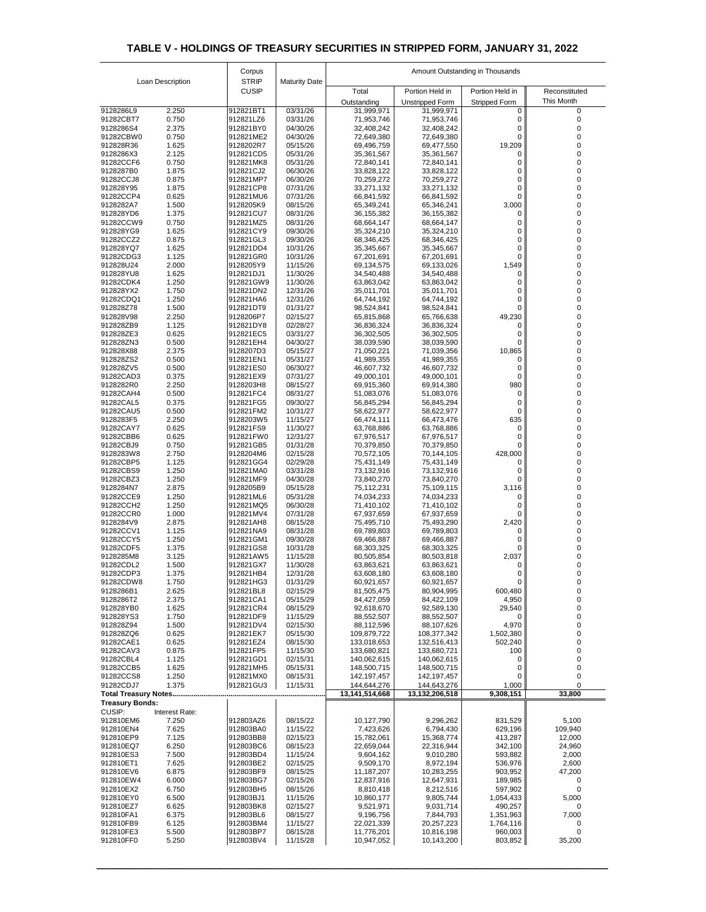## TABLE V - HOLDINGS OF TREASURY SECURITIES IN STRIPPED FORM, JANUARY 31, 2022

| Loan Description | | Corpus STRIP CUSIP | Maturity Date | Amount Outstanding in Thousands | | | |
|---|---|---|---|---|---|---|---|
| | | | | Total Outstanding | Portion Held in Unstripped Form | Portion Held in Stripped Form | Reconstituted This Month |
| 9128286L9 | 2.250 | 912821BT1 | 03/31/26 | 31,999,971 | 31,999,971 | 0 | 0 |
| 91282CBT7 | 0.750 | 912821LZ6 | 03/31/26 | 71,953,746 | 71,953,746 | 0 | 0 |
| 9128286S4 | 2.375 | 912821BY0 | 04/30/26 | 32,408,242 | 32,408,242 | 0 | 0 |
| 91282CBW0 | 0.750 | 912821ME2 | 04/30/26 | 72,649,380 | 72,649,380 | 0 | 0 |
| 912828R36 | 1.625 | 9128202R7 | 05/15/26 | 69,496,759 | 69,477,550 | 19,209 | 0 |
| 9128286X3 | 2.125 | 912821CD5 | 05/31/26 | 35,361,567 | 35,361,567 | 0 | 0 |
| 91282CCF6 | 0.750 | 912821MK8 | 05/31/26 | 72,840,141 | 72,840,141 | 0 | 0 |
| 9128287B0 | 1.875 | 912821CJ2 | 06/30/26 | 33,828,122 | 33,828,122 | 0 | 0 |
| 91282CCJ8 | 0.875 | 912821MP7 | 06/30/26 | 70,259,272 | 70,259,272 | 0 | 0 |
| 912828Y95 | 1.875 | 912821CP8 | 07/31/26 | 33,271,132 | 33,271,132 | 0 | 0 |
| 91282CCP4 | 0.625 | 912821MU6 | 07/31/26 | 66,841,592 | 66,841,592 | 0 | 0 |
| 9128282A7 | 1.500 | 9128205K9 | 08/15/26 | 65,349,241 | 65,346,241 | 3,000 | 0 |
| 912828YD6 | 1.375 | 912821CU7 | 08/31/26 | 36,155,382 | 36,155,382 | 0 | 0 |
| 91282CCW9 | 0.750 | 912821MZ5 | 08/31/26 | 68,664,147 | 68,664,147 | 0 | 0 |
| 912828YG9 | 1.625 | 912821CY9 | 09/30/26 | 35,324,210 | 35,324,210 | 0 | 0 |
| 91282CCZ2 | 0.875 | 912821GL3 | 09/30/26 | 68,346,425 | 68,346,425 | 0 | 0 |
| 912828YQ7 | 1.625 | 912821DD4 | 10/31/26 | 35,345,667 | 35,345,667 | 0 | 0 |
| 91282CDG3 | 1.125 | 912821GR0 | 10/31/26 | 67,201,691 | 67,201,691 | 0 | 0 |
| 912828U24 | 2.000 | 9128205Y9 | 11/15/26 | 69,134,575 | 69,133,026 | 1,549 | 0 |
| 912828YU8 | 1.625 | 912821DJ1 | 11/30/26 | 34,540,488 | 34,540,488 | 0 | 0 |
| 91282CDK4 | 1.250 | 912821GW9 | 11/30/26 | 63,863,042 | 63,863,042 | 0 | 0 |
| 912828YX2 | 1.750 | 912821DN2 | 12/31/26 | 35,011,701 | 35,011,701 | 0 | 0 |
| 91282CDQ1 | 1.250 | 912821HA6 | 12/31/26 | 64,744,192 | 64,744,192 | 0 | 0 |
| 912828Z78 | 1.500 | 912821DT9 | 01/31/27 | 98,524,841 | 98,524,841 | 0 | 0 |
| 912828V98 | 2.250 | 9128206P7 | 02/15/27 | 65,815,868 | 65,766,638 | 49,230 | 0 |
| 912828ZB9 | 1.125 | 912821DY8 | 02/28/27 | 36,836,324 | 36,836,324 | 0 | 0 |
| 912828ZE3 | 0.625 | 912821EC5 | 03/31/27 | 36,302,505 | 36,302,505 | 0 | 0 |
| 912828ZN3 | 0.500 | 912821EH4 | 04/30/27 | 38,039,590 | 38,039,590 | 0 | 0 |
| 912828X88 | 2.375 | 9128207D3 | 05/15/27 | 71,050,221 | 71,039,356 | 10,865 | 0 |
| 912828ZS2 | 0.500 | 912821EN1 | 05/31/27 | 41,989,355 | 41,989,355 | 0 | 0 |
| 912828ZV5 | 0.500 | 912821ES0 | 06/30/27 | 46,607,732 | 46,607,732 | 0 | 0 |
| 91282CAD3 | 0.375 | 912821EX9 | 07/31/27 | 49,000,101 | 49,000,101 | 0 | 0 |
| 9128282R0 | 2.250 | 9128203H8 | 08/15/27 | 69,915,360 | 69,914,380 | 980 | 0 |
| 91282CAH4 | 0.500 | 912821FC4 | 08/31/27 | 51,083,076 | 51,083,076 | 0 | 0 |
| 91282CAL5 | 0.375 | 912821FG5 | 09/30/27 | 56,845,294 | 56,845,294 | 0 | 0 |
| 91282CAU5 | 0.500 | 912821FM2 | 10/31/27 | 58,622,977 | 58,622,977 | 0 | 0 |
| 9128283F5 | 2.250 | 9128203W5 | 11/15/27 | 66,474,111 | 66,473,476 | 635 | 0 |
| 91282CAY7 | 0.625 | 912821FS9 | 11/30/27 | 63,768,886 | 63,768,886 | 0 | 0 |
| 91282CBB6 | 0.625 | 912821FW0 | 12/31/27 | 67,976,517 | 67,976,517 | 0 | 0 |
| 91282CBJ9 | 0.750 | 912821GB5 | 01/31/28 | 70,379,850 | 70,379,850 | 0 | 0 |
| 9128283W8 | 2.750 | 9128204M6 | 02/15/28 | 70,572,105 | 70,144,105 | 428,000 | 0 |
| 91282CBP5 | 1.125 | 912821GG4 | 02/29/28 | 75,431,149 | 75,431,149 | 0 | 0 |
| 91282CBS9 | 1.250 | 912821MA0 | 03/31/28 | 73,132,916 | 73,132,916 | 0 | 0 |
| 91282CBZ3 | 1.250 | 912821MF9 | 04/30/28 | 73,840,270 | 73,840,270 | 0 | 0 |
| 9128284N7 | 2.875 | 9128205B9 | 05/15/28 | 75,112,231 | 75,109,115 | 3,116 | 0 |
| 91282CCE9 | 1.250 | 912821ML6 | 05/31/28 | 74,034,233 | 74,034,233 | 0 | 0 |
| 91282CCH2 | 1.250 | 912821MQ5 | 06/30/28 | 71,410,102 | 71,410,102 | 0 | 0 |
| 91282CCR0 | 1.000 | 912821MV4 | 07/31/28 | 67,937,659 | 67,937,659 | 0 | 0 |
| 9128284V9 | 2.875 | 912821AH8 | 08/15/28 | 75,495,710 | 75,493,290 | 2,420 | 0 |
| 91282CCV1 | 1.125 | 912821NA9 | 08/31/28 | 69,789,803 | 69,789,803 | 0 | 0 |
| 91282CCY5 | 1.250 | 912821GM1 | 09/30/28 | 69,466,887 | 69,466,887 | 0 | 0 |
| 91282CDF5 | 1.375 | 912821GS8 | 10/31/28 | 68,303,325 | 68,303,325 | 0 | 0 |
| 9128285M8 | 3.125 | 912821AW5 | 11/15/28 | 80,505,854 | 80,503,818 | 2,037 | 0 |
| 91282CDL2 | 1.500 | 912821GX7 | 11/30/28 | 63,863,621 | 63,863,621 | 0 | 0 |
| 91282CDP3 | 1.375 | 912821HB4 | 12/31/28 | 63,608,180 | 63,608,180 | 0 | 0 |
| 91282CDW8 | 1.750 | 912821HG3 | 01/31/29 | 60,921,657 | 60,921,657 | 0 | 0 |
| 9128286B1 | 2.625 | 912821BL8 | 02/15/29 | 81,505,475 | 80,904,995 | 600,480 | 0 |
| 9128286T2 | 2.375 | 912821CA1 | 05/15/29 | 84,427,059 | 84,422,109 | 4,950 | 0 |
| 912828YB0 | 1.625 | 912821CR4 | 08/15/29 | 92,618,670 | 92,589,130 | 29,540 | 0 |
| 912828YS3 | 1.750 | 912821DF9 | 11/15/29 | 88,552,507 | 88,552,507 | 0 | 0 |
| 912828Z94 | 1.500 | 912821DV4 | 02/15/30 | 88,112,596 | 88,107,626 | 4,970 | 0 |
| 912828ZQ6 | 0.625 | 912821EK7 | 05/15/30 | 109,879,722 | 108,377,342 | 1,502,380 | 0 |
| 91282CAE1 | 0.625 | 912821EZ4 | 08/15/30 | 133,018,653 | 132,516,413 | 502,240 | 0 |
| 91282CAV3 | 0.875 | 912821FP5 | 11/15/30 | 133,680,821 | 133,680,721 | 100 | 0 |
| 91282CBL4 | 1.125 | 912821GD1 | 02/15/31 | 140,062,615 | 140,062,615 | 0 | 0 |
| 91282CCB5 | 1.625 | 912821MH5 | 05/15/31 | 148,500,715 | 148,500,715 | 0 | 0 |
| 91282CCS8 | 1.250 | 912821MX0 | 08/15/31 | 142,197,457 | 142,197,457 | 0 | 0 |
| 91282CDJ7 | 1.375 | 912821GU3 | 11/15/31 | 144,644,276 | 144,643,276 | 1,000 | 0 |
| **Total Treasury Notes** | | | | **13,141,514,668** | **13,132,206,518** | **9,308,151** | **33,800** |
| **Treasury Bonds:** | | | | | | | |
| CUSIP: | Interest Rate: | | | | | | |
| 912810EM6 | 7.250 | 912803AZ6 | 08/15/22 | 10,127,790 | 9,296,262 | 831,529 | 5,100 |
| 912810EN4 | 7.625 | 912803BA0 | 11/15/22 | 7,423,626 | 6,794,430 | 629,196 | 109,940 |
| 912810EP9 | 7.125 | 912803BB8 | 02/15/23 | 15,782,061 | 15,368,774 | 413,287 | 12,000 |
| 912810EQ7 | 6.250 | 912803BC6 | 08/15/23 | 22,659,044 | 22,316,944 | 342,100 | 24,960 |
| 912810ES3 | 7.500 | 912803BD4 | 11/15/24 | 9,604,162 | 9,010,280 | 593,882 | 2,000 |
| 912810ET1 | 7.625 | 912803BE2 | 02/15/25 | 9,509,170 | 8,972,194 | 536,976 | 2,600 |
| 912810EV6 | 6.875 | 912803BF9 | 08/15/25 | 11,187,207 | 10,283,255 | 903,952 | 47,200 |
| 912810EW4 | 6.000 | 912803BG7 | 02/15/26 | 12,837,916 | 12,647,931 | 189,985 | 0 |
| 912810EX2 | 6.750 | 912803BH5 | 08/15/26 | 8,810,418 | 8,212,516 | 597,902 | 0 |
| 912810EY0 | 6.500 | 912803BJ1 | 11/15/26 | 10,860,177 | 9,805,744 | 1,054,433 | 5,000 |
| 912810EZ7 | 6.625 | 912803BK8 | 02/15/27 | 9,521,971 | 9,031,714 | 490,257 | 0 |
| 912810FA1 | 6.375 | 912803BL6 | 08/15/27 | 9,196,756 | 7,844,793 | 1,351,963 | 7,000 |
| 912810FB9 | 6.125 | 912803BM4 | 11/15/27 | 22,021,339 | 20,257,223 | 1,764,116 | 0 |
| 912810FE3 | 5.500 | 912803BP7 | 08/15/28 | 11,776,201 | 10,816,198 | 960,003 | 0 |
| 912810FF0 | 5.250 | 912803BV4 | 11/15/28 | 10,947,052 | 10,143,200 | 803,852 | 35,200 |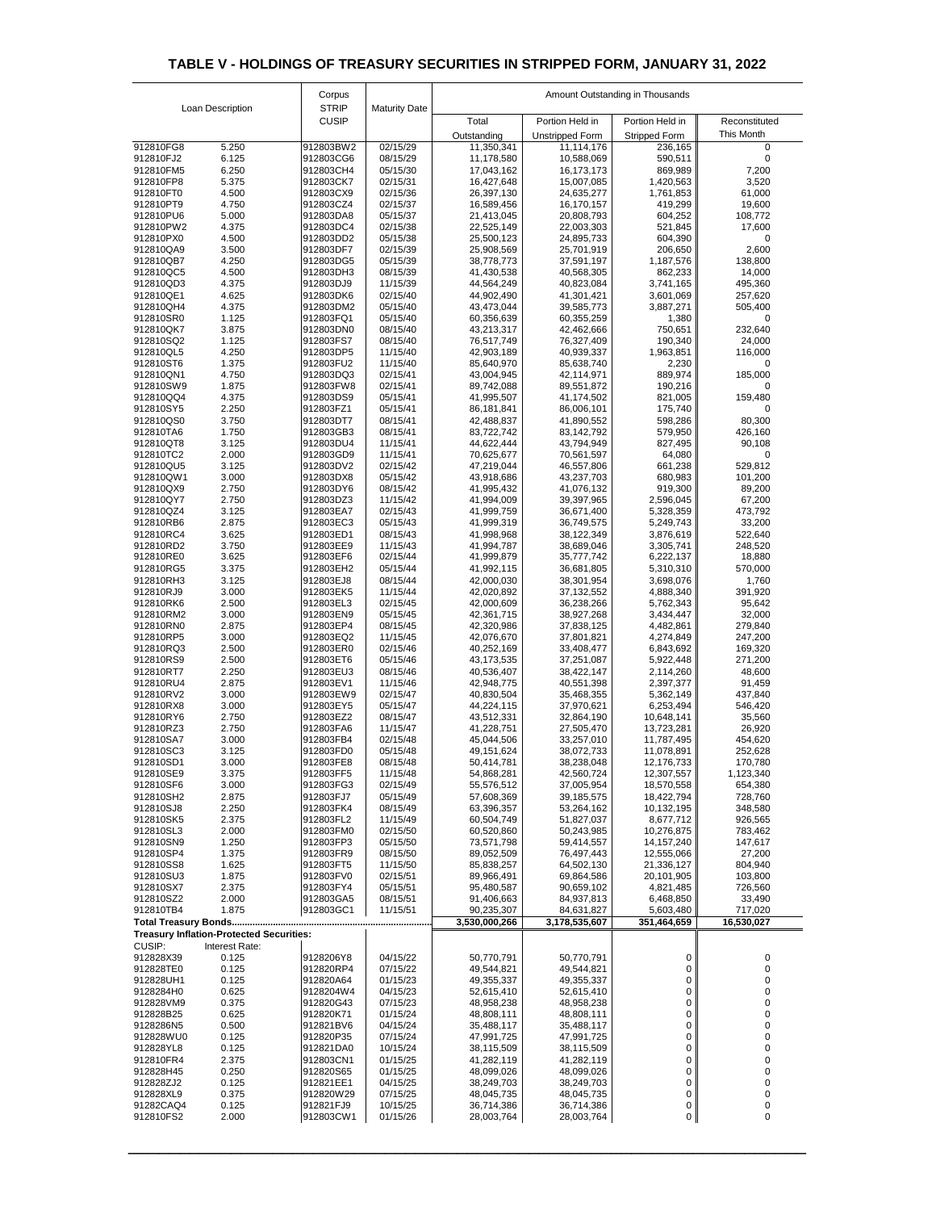# TABLE V - HOLDINGS OF TREASURY SECURITIES IN STRIPPED FORM, JANUARY 31, 2022

| Loan Description | | Corpus STRIP CUSIP | Maturity Date | Amount Outstanding in Thousands | | | |
|---|---|---|---|---|---|---|---|
| | | | | Total Outstanding | Portion Held in Unstripped Form | Portion Held in Stripped Form | Reconstituted This Month |
| 912810FG8 | 5.250 | 912803BW2 | 02/15/29 | 11,350,341 | 11,114,176 | 236,165 | 0 |
| 912810FJ2 | 6.125 | 912803CG6 | 08/15/29 | 11,178,580 | 10,588,069 | 590,511 | 0 |
| 912810FM5 | 6.250 | 912803CH4 | 05/15/30 | 17,043,162 | 16,173,173 | 869,989 | 7,200 |
| 912810FP8 | 5.375 | 912803CK7 | 02/15/31 | 16,427,648 | 15,007,085 | 1,420,563 | 3,520 |
| 912810FT0 | 4.500 | 912803CX9 | 02/15/36 | 26,397,130 | 24,635,277 | 1,761,853 | 61,000 |
| 912810PT9 | 4.750 | 912803CZ4 | 02/15/37 | 16,589,456 | 16,170,157 | 419,299 | 19,600 |
| 912810PU6 | 5.000 | 912803DA8 | 05/15/37 | 21,413,045 | 20,808,793 | 604,252 | 108,772 |
| 912810PW2 | 4.375 | 912803DC4 | 02/15/38 | 22,525,149 | 22,003,303 | 521,845 | 17,600 |
| 912810PX0 | 4.500 | 912803DD2 | 05/15/38 | 25,500,123 | 24,895,733 | 604,390 | 0 |
| 912810QA9 | 3.500 | 912803DF7 | 02/15/39 | 25,908,569 | 25,701,919 | 206,650 | 2,600 |
| 912810QB7 | 4.250 | 912803DG5 | 05/15/39 | 38,778,773 | 37,591,197 | 1,187,576 | 138,800 |
| 912810QC5 | 4.500 | 912803DH3 | 08/15/39 | 41,430,538 | 40,568,305 | 862,233 | 14,000 |
| 912810QD3 | 4.375 | 912803DJ9 | 11/15/39 | 44,564,249 | 40,823,084 | 3,741,165 | 495,360 |
| 912810QE1 | 4.625 | 912803DK6 | 02/15/40 | 44,902,490 | 41,301,421 | 3,601,069 | 257,620 |
| 912810QH4 | 4.375 | 912803DM2 | 05/15/40 | 43,473,044 | 39,585,773 | 3,887,271 | 505,400 |
| 912810SR0 | 1.125 | 912803FQ1 | 05/15/40 | 60,356,639 | 60,355,259 | 1,380 | 0 |
| 912810QK7 | 3.875 | 912803DN0 | 08/15/40 | 43,213,317 | 42,462,666 | 750,651 | 232,640 |
| 912810SQ2 | 1.125 | 912803FS7 | 08/15/40 | 76,517,749 | 76,327,409 | 190,340 | 24,000 |
| 912810QL5 | 4.250 | 912803DP5 | 11/15/40 | 42,903,189 | 40,939,337 | 1,963,851 | 116,000 |
| 912810ST6 | 1.375 | 912803FU2 | 11/15/40 | 85,640,970 | 85,638,740 | 2,230 | 0 |
| 912810QN1 | 4.750 | 912803DQ3 | 02/15/41 | 43,004,945 | 42,114,971 | 889,974 | 185,000 |
| 912810SW9 | 1.875 | 912803FW8 | 02/15/41 | 89,742,088 | 89,551,872 | 190,216 | 0 |
| 912810QQ4 | 4.375 | 912803DS9 | 05/15/41 | 41,995,507 | 41,174,502 | 821,005 | 159,480 |
| 912810SY5 | 2.250 | 912803FZ1 | 05/15/41 | 86,181,841 | 86,006,101 | 175,740 | 0 |
| 912810QS0 | 3.750 | 912803DT7 | 08/15/41 | 42,488,837 | 41,890,552 | 598,286 | 80,300 |
| 912810TA6 | 1.750 | 912803GB3 | 08/15/41 | 83,722,742 | 83,142,792 | 579,950 | 426,160 |
| 912810QT8 | 3.125 | 912803DU4 | 11/15/41 | 44,622,444 | 43,794,949 | 827,495 | 90,108 |
| 912810TC2 | 2.000 | 912803GD9 | 11/15/41 | 70,625,677 | 70,561,597 | 64,080 | 0 |
| 912810QU5 | 3.125 | 912803DV2 | 02/15/42 | 47,219,044 | 46,557,806 | 661,238 | 529,812 |
| 912810QW1 | 3.000 | 912803DX8 | 05/15/42 | 43,918,686 | 43,237,703 | 680,983 | 101,200 |
| 912810QX9 | 2.750 | 912803DY6 | 08/15/42 | 41,995,432 | 41,076,132 | 919,300 | 89,200 |
| 912810QY7 | 2.750 | 912803DZ3 | 11/15/42 | 41,994,009 | 39,397,965 | 2,596,045 | 67,200 |
| 912810QZ4 | 3.125 | 912803EA7 | 02/15/43 | 41,999,759 | 36,671,400 | 5,328,359 | 473,792 |
| 912810RB6 | 2.875 | 912803EC3 | 05/15/43 | 41,999,319 | 36,749,575 | 5,249,743 | 33,200 |
| 912810RC4 | 3.625 | 912803ED1 | 08/15/43 | 41,998,968 | 38,122,349 | 3,876,619 | 522,640 |
| 912810RD2 | 3.750 | 912803EE9 | 11/15/43 | 41,994,787 | 38,689,046 | 3,305,741 | 248,520 |
| 912810RE0 | 3.625 | 912803EF6 | 02/15/44 | 41,999,879 | 35,777,742 | 6,222,137 | 18,880 |
| 912810RG5 | 3.375 | 912803EH2 | 05/15/44 | 41,992,115 | 36,681,805 | 5,310,310 | 570,000 |
| 912810RH3 | 3.125 | 912803EJ8 | 08/15/44 | 42,000,030 | 38,301,954 | 3,698,076 | 1,760 |
| 912810RJ9 | 3.000 | 912803EK5 | 11/15/44 | 42,020,892 | 37,132,552 | 4,888,340 | 391,920 |
| 912810RK6 | 2.500 | 912803EL3 | 02/15/45 | 42,000,609 | 36,238,266 | 5,762,343 | 95,642 |
| 912810RM2 | 3.000 | 912803EN9 | 05/15/45 | 42,361,715 | 38,927,268 | 3,434,447 | 32,000 |
| 912810RN0 | 2.875 | 912803EP4 | 08/15/45 | 42,320,986 | 37,838,125 | 4,482,861 | 279,840 |
| 912810RP5 | 3.000 | 912803EQ2 | 11/15/45 | 42,076,670 | 37,801,821 | 4,274,849 | 247,200 |
| 912810RQ3 | 2.500 | 912803ER0 | 02/15/46 | 40,252,169 | 33,408,477 | 6,843,692 | 169,320 |
| 912810RS9 | 2.500 | 912803ET6 | 05/15/46 | 43,173,535 | 37,251,087 | 5,922,448 | 271,200 |
| 912810RT7 | 2.250 | 912803EU3 | 08/15/46 | 40,536,407 | 38,422,147 | 2,114,260 | 48,600 |
| 912810RU4 | 2.875 | 912803EV1 | 11/15/46 | 42,948,775 | 40,551,398 | 2,397,377 | 91,459 |
| 912810RV2 | 3.000 | 912803EW9 | 02/15/47 | 40,830,504 | 35,468,355 | 5,362,149 | 437,840 |
| 912810RX8 | 3.000 | 912803EY5 | 05/15/47 | 44,224,115 | 37,970,621 | 6,253,494 | 546,420 |
| 912810RY6 | 2.750 | 912803EZ2 | 08/15/47 | 43,512,331 | 32,864,190 | 10,648,141 | 35,560 |
| 912810RZ3 | 2.750 | 912803FA6 | 11/15/47 | 41,228,751 | 27,505,470 | 13,723,281 | 26,920 |
| 912810SA7 | 3.000 | 912803FB4 | 02/15/48 | 45,044,506 | 33,257,010 | 11,787,495 | 454,620 |
| 912810SC3 | 3.125 | 912803FD0 | 05/15/48 | 49,151,624 | 38,072,733 | 11,078,891 | 252,628 |
| 912810SD1 | 3.000 | 912803FE8 | 08/15/48 | 50,414,781 | 38,238,048 | 12,176,733 | 170,780 |
| 912810SE9 | 3.375 | 912803FF5 | 11/15/48 | 54,868,281 | 42,560,724 | 12,307,557 | 1,123,340 |
| 912810SF6 | 3.000 | 912803FG3 | 02/15/49 | 55,576,512 | 37,005,954 | 18,570,558 | 654,380 |
| 912810SH2 | 2.875 | 912803FJ7 | 05/15/49 | 57,608,369 | 39,185,575 | 18,422,794 | 728,760 |
| 912810SJ8 | 2.250 | 912803FK4 | 08/15/49 | 63,396,357 | 53,264,162 | 10,132,195 | 348,580 |
| 912810SK5 | 2.375 | 912803FL2 | 11/15/49 | 60,504,749 | 51,827,037 | 8,677,712 | 926,565 |
| 912810SL3 | 2.000 | 912803FM0 | 02/15/50 | 60,520,860 | 50,243,985 | 10,276,875 | 783,462 |
| 912810SN9 | 1.250 | 912803FP3 | 05/15/50 | 73,571,798 | 59,414,557 | 14,157,240 | 147,617 |
| 912810SP4 | 1.375 | 912803FR9 | 08/15/50 | 89,052,509 | 76,497,443 | 12,555,066 | 27,200 |
| 912810SS8 | 1.625 | 912803FT5 | 11/15/50 | 85,838,257 | 64,502,130 | 21,336,127 | 804,940 |
| 912810SU3 | 1.875 | 912803FV0 | 02/15/51 | 89,966,491 | 69,864,586 | 20,101,905 | 103,800 |
| 912810SX7 | 2.375 | 912803FY4 | 05/15/51 | 95,480,587 | 90,659,102 | 4,821,485 | 726,560 |
| 912810SZ2 | 2.000 | 912803GA5 | 08/15/51 | 91,406,663 | 84,937,813 | 6,468,850 | 33,490 |
| 912810TB4 | 1.875 | 912803GC1 | 11/15/51 | 90,235,307 | 84,631,827 | 5,603,480 | 717,020 |
| **Total Treasury Bonds** | | | | **3,530,000,266** | **3,178,535,607** | **351,464,659** | **16,530,027** |
| **Treasury Inflation-Protected Securities:** | | | | | | | |
| CUSIP: | Interest Rate: | | | | | | |
| 912828X39 | 0.125 | 9128206Y8 | 04/15/22 | 50,770,791 | 50,770,791 | 0 | 0 |
| 912828TE0 | 0.125 | 912820RP4 | 07/15/22 | 49,544,821 | 49,544,821 | 0 | 0 |
| 912828UH1 | 0.125 | 912820A64 | 01/15/23 | 49,355,337 | 49,355,337 | 0 | 0 |
| 9128284H0 | 0.625 | 9128204W4 | 04/15/23 | 52,615,410 | 52,615,410 | 0 | 0 |
| 912828VM9 | 0.375 | 912820G43 | 07/15/23 | 48,958,238 | 48,958,238 | 0 | 0 |
| 912828B25 | 0.625 | 912820K71 | 01/15/24 | 48,808,111 | 48,808,111 | 0 | 0 |
| 9128286N5 | 0.500 | 912821BV6 | 04/15/24 | 35,488,117 | 35,488,117 | 0 | 0 |
| 912828WU0 | 0.125 | 912820P35 | 07/15/24 | 47,991,725 | 47,991,725 | 0 | 0 |
| 912828YL8 | 0.125 | 912821DA0 | 10/15/24 | 38,115,509 | 38,115,509 | 0 | 0 |
| 912810FR4 | 2.375 | 912803CN1 | 01/15/25 | 41,282,119 | 41,282,119 | 0 | 0 |
| 912828H45 | 0.250 | 912820S65 | 01/15/25 | 48,099,026 | 48,099,026 | 0 | 0 |
| 912828ZJ2 | 0.125 | 912821EE1 | 04/15/25 | 38,249,703 | 38,249,703 | 0 | 0 |
| 912828XL9 | 0.375 | 912820W29 | 07/15/25 | 48,045,735 | 48,045,735 | 0 | 0 |
| 91282CAQ4 | 0.125 | 912821FJ9 | 10/15/25 | 36,714,386 | 36,714,386 | 0 | 0 |
| 912810FS2 | 2.000 | 912803CW1 | 01/15/26 | 28,003,764 | 28,003,764 | 0 | 0 |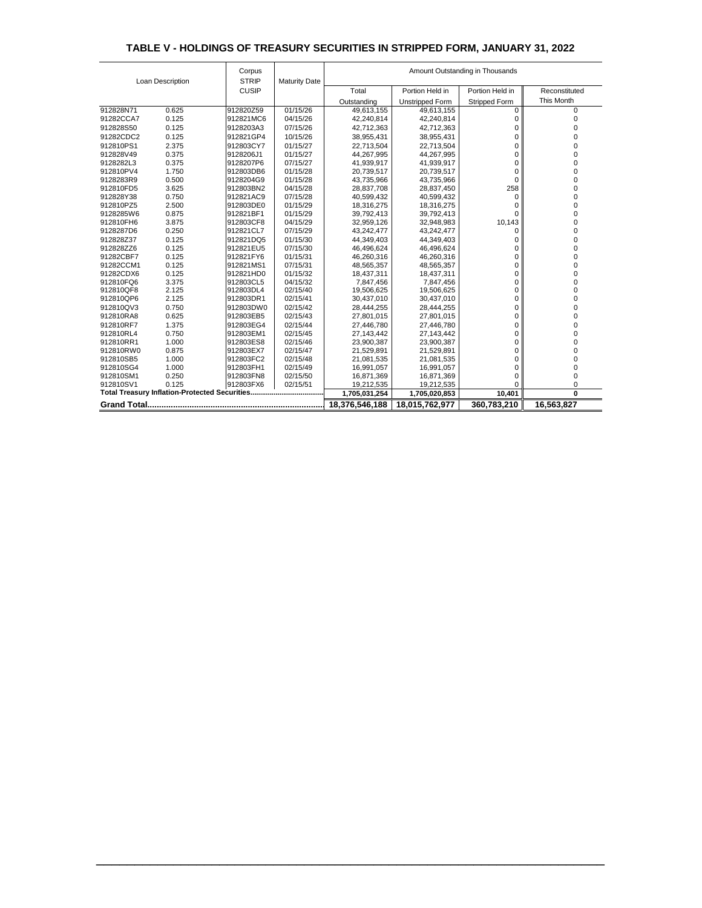# TABLE V - HOLDINGS OF TREASURY SECURITIES IN STRIPPED FORM, JANUARY 31, 2022

| Loan Description | | Corpus STRIP CUSIP | Maturity Date | Amount Outstanding in Thousands | | | |
|---|---|---|---|---|---|---|---|
| | | | | Total Outstanding | Portion Held in Unstripped Form | Portion Held in Stripped Form | Reconstituted This Month |
| 912828N71 | 0.625 | 912820Z59 | 01/15/26 | 49,613,155 | 49,613,155 | 0 | 0 |
| 91282CCA7 | 0.125 | 912821MC6 | 04/15/26 | 42,240,814 | 42,240,814 | 0 | 0 |
| 912828S50 | 0.125 | 9128203A3 | 07/15/26 | 42,712,363 | 42,712,363 | 0 | 0 |
| 91282CDC2 | 0.125 | 912821GP4 | 10/15/26 | 38,955,431 | 38,955,431 | 0 | 0 |
| 912810PS1 | 2.375 | 912803CY7 | 01/15/27 | 22,713,504 | 22,713,504 | 0 | 0 |
| 912828V49 | 0.375 | 9128206J1 | 01/15/27 | 44,267,995 | 44,267,995 | 0 | 0 |
| 9128282L3 | 0.375 | 9128207P6 | 07/15/27 | 41,939,917 | 41,939,917 | 0 | 0 |
| 912810PV4 | 1.750 | 912803DB6 | 01/15/28 | 20,739,517 | 20,739,517 | 0 | 0 |
| 9128283R9 | 0.500 | 9128204G9 | 01/15/28 | 43,735,966 | 43,735,966 | 0 | 0 |
| 912810FD5 | 3.625 | 912803BN2 | 04/15/28 | 28,837,708 | 28,837,450 | 258 | 0 |
| 912828Y38 | 0.750 | 912821AC9 | 07/15/28 | 40,599,432 | 40,599,432 | 0 | 0 |
| 912810PZ5 | 2.500 | 912803DE0 | 01/15/29 | 18,316,275 | 18,316,275 | 0 | 0 |
| 9128285W6 | 0.875 | 912821BF1 | 01/15/29 | 39,792,413 | 39,792,413 | 0 | 0 |
| 912810FH6 | 3.875 | 912803CF8 | 04/15/29 | 32,959,126 | 32,948,983 | 10,143 | 0 |
| 9128287D6 | 0.250 | 912821CL7 | 07/15/29 | 43,242,477 | 43,242,477 | 0 | 0 |
| 912828Z37 | 0.125 | 912821DQ5 | 01/15/30 | 44,349,403 | 44,349,403 | 0 | 0 |
| 912828ZZ6 | 0.125 | 912821EU5 | 07/15/30 | 46,496,624 | 46,496,624 | 0 | 0 |
| 91282CBF7 | 0.125 | 912821FY6 | 01/15/31 | 46,260,316 | 46,260,316 | 0 | 0 |
| 91282CCM1 | 0.125 | 912821MS1 | 07/15/31 | 48,565,357 | 48,565,357 | 0 | 0 |
| 91282CDX6 | 0.125 | 912821HD0 | 01/15/32 | 18,437,311 | 18,437,311 | 0 | 0 |
| 912810FQ6 | 3.375 | 912803CL5 | 04/15/32 | 7,847,456 | 7,847,456 | 0 | 0 |
| 912810QF8 | 2.125 | 912803DL4 | 02/15/40 | 19,506,625 | 19,506,625 | 0 | 0 |
| 912810QP6 | 2.125 | 912803DR1 | 02/15/41 | 30,437,010 | 30,437,010 | 0 | 0 |
| 912810QV3 | 0.750 | 912803DW0 | 02/15/42 | 28,444,255 | 28,444,255 | 0 | 0 |
| 912810RA8 | 0.625 | 912803EB5 | 02/15/43 | 27,801,015 | 27,801,015 | 0 | 0 |
| 912810RF7 | 1.375 | 912803EG4 | 02/15/44 | 27,446,780 | 27,446,780 | 0 | 0 |
| 912810RL4 | 0.750 | 912803EM1 | 02/15/45 | 27,143,442 | 27,143,442 | 0 | 0 |
| 912810RR1 | 1.000 | 912803ES8 | 02/15/46 | 23,900,387 | 23,900,387 | 0 | 0 |
| 912810RW0 | 0.875 | 912803EX7 | 02/15/47 | 21,529,891 | 21,529,891 | 0 | 0 |
| 912810SB5 | 1.000 | 912803FC2 | 02/15/48 | 21,081,535 | 21,081,535 | 0 | 0 |
| 912810SG4 | 1.000 | 912803FH1 | 02/15/49 | 16,991,057 | 16,991,057 | 0 | 0 |
| 912810SM1 | 0.250 | 912803FN8 | 02/15/50 | 16,871,369 | 16,871,369 | 0 | 0 |
| 912810SV1 | 0.125 | 912803FX6 | 02/15/51 | 19,212,535 | 19,212,535 | 0 | 0 |
| **Total Treasury Inflation-Protected Securities......** | | | | **1,705,031,254** | **1,705,020,853** | **10,401** | **0** |
| **Grand Total.......** | | | | **18,376,546,188** | **18,015,762,977** | **360,783,210** | **16,563,827** |